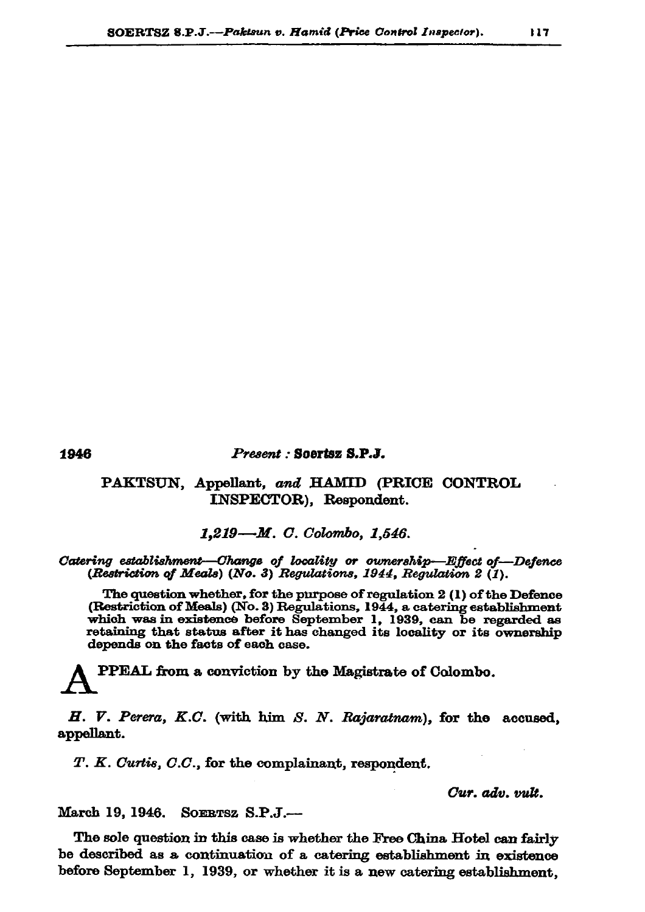1946

*Present* : **Soertsz S.P.J.**

PAKTSUN, Appellant, *and* HAMID (PRICE CONTROL INSPECTOR), Respondent.

*1,219—M. C. Colombo, 1,546.*

*Catering establishment—Change of locality or ownership—Effect of—Defence (Restriction of Meals) (No. 3) Regulations, 1944, Regulation 2 (1).*

The question whether, for the purpose of regulation 2 (1) of the Defence (Restriction of Meals) (No. 3) Regulations, 1944, a catering establishment which was in existence before September 1, 1939, can be regarded as retaining that status after it has changed its locality or its ownership depends on the facts of each case.

APPEAL from a conviction by the Magistrate of Colombo.

*H. V. Perera, K.C.* (with him *S. N. Rajaratnam*), for the accused, appellant.

*T. K. Curtis, C.C.*, for the complainant, respondent.

*Cur. adv. vult.*

March 19, 1946. SOERTSZ S.P.J.—

The sole question in this case is whether the Free China Hotel can fairly be described as a continuation of a catering establishment in existence before September 1, 1939, or whether it is a new catering establishment,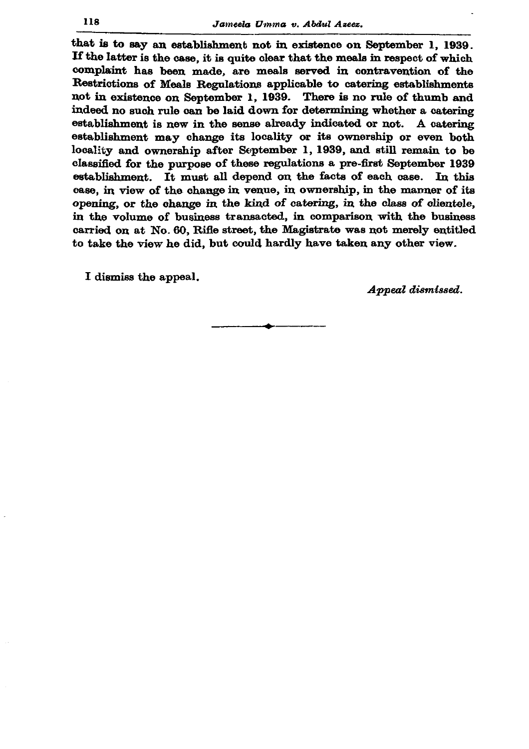that is to say an establishment not in existence on September 1, 1939. If the latter is the case, it is quite clear that the meals in respect of which complaint has been made, are meals served in contravention of the Restrictions of Meals Regulations applicable to catering establishments not in existence on September 1, 1939. There is no rule of thumb and indeed no such rule can be laid down for determining whether a catering establishment is new in the sense already indicated or not. A catering establishment may change its locality or its ownership or even both locality and ownership after September 1, 1939, and still remain to be classified for the purpose of these regulations a pre-first September 1939 establishment. It must all depend on the facts of each case. In this case, in view of the change in venue, in ownership, in the manner of its opening, or the change in the kind of catering, in the class of clientele, in the volume of business transacted, in comparison with the business carried on at No. 60, Rifle street, the Magistrate was not merely entitled to take the view he did, but could hardly have taken any other view.

I dismiss the appeal.

*Appeal dismissed.*